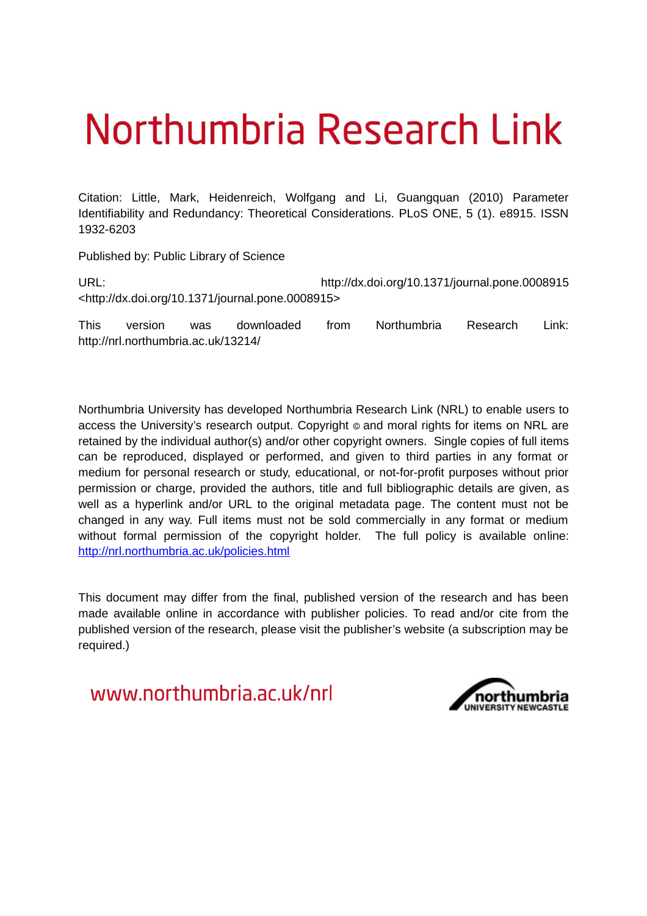# Northumbria Research Link

Citation: Little, Mark, Heidenreich, Wolfgang and Li, Guangquan (2010) Parameter Identifiability and Redundancy: Theoretical Considerations. PLoS ONE, 5 (1). e8915. ISSN 1932-6203

Published by: Public Library of Science

URL: http://dx.doi.org/10.1371/journal.pone.0008915 <http://dx.doi.org/10.1371/journal.pone.0008915>

This version was downloaded from Northumbria Research Link: http://nrl.northumbria.ac.uk/13214/

Northumbria University has developed Northumbria Research Link (NRL) to enable users to access the University's research output. Copyright © and moral rights for items on NRL are retained by the individual author(s) and/or other copyright owners. Single copies of full items can be reproduced, displayed or performed, and given to third parties in any format or medium for personal research or study, educational, or not-for-profit purposes without prior permission or charge, provided the authors, title and full bibliographic details are given, as well as a hyperlink and/or URL to the original metadata page. The content must not be changed in any way. Full items must not be sold commercially in any format or medium without formal permission of the copyright holder. The full policy is available online: http://nrl.northumbria.ac.uk/policies.html

This document may differ from the final, published version of the research and has been made available online in accordance with publisher policies. To read and/or cite from the published version of the research, please visit the publisher's website (a subscription may be required.)

www.northumbria.ac.uk/nrl

northumbria UNIVERSITY NEWCASTLE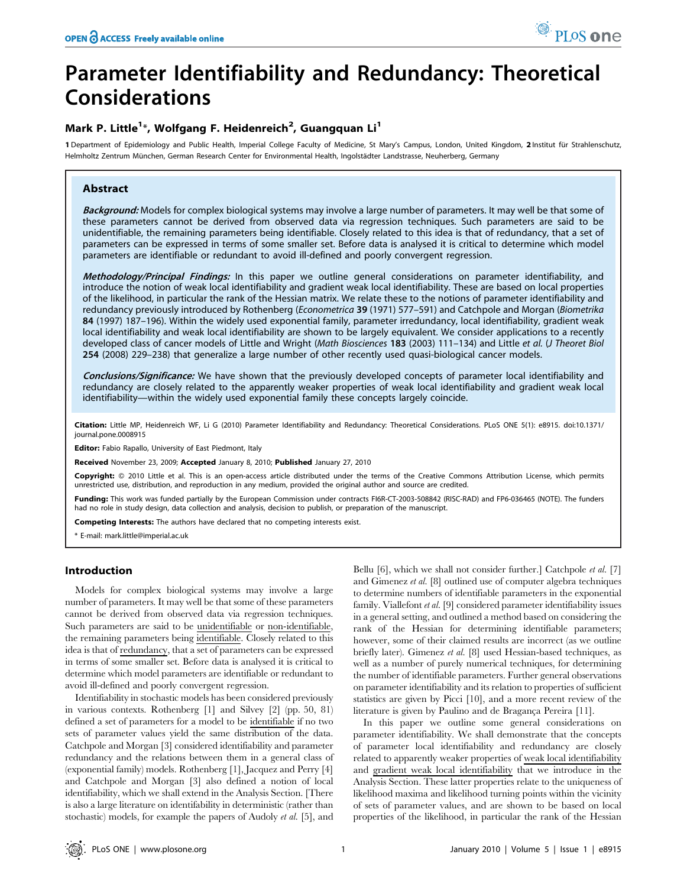# Parameter Identifiability and Redundancy: Theoretical Considerations

## Mark P. Little[1]*, Wolfgang F. Heidenreich[2], Guangquan Li[1]

[1] Department of Epidemiology and Public Health, Imperial College Faculty of Medicine, St Mary's Campus, London, United Kingdom, [2] Institut für Strahlenschutz, Helmholtz Zentrum München, German Research Center for Environmental Health, Ingolstädter Landstrasse, Neuherberg, Germany

### Abstract

***Background:*** Models for complex biological systems may involve a large number of parameters. It may well be that some of these parameters cannot be derived from observed data via regression techniques. Such parameters are said to be unidentifiable, the remaining parameters being identifiable. Closely related to this idea is that of redundancy, that a set of parameters can be expressed in terms of some smaller set. Before data is analysed it is critical to determine which model parameters are identifiable or redundant to avoid ill-defined and poorly convergent regression.

***Methodology/Principal Findings:*** In this paper we outline general considerations on parameter identifiability, and introduce the notion of weak local identifiability and gradient weak local identifiability. These are based on local properties of the likelihood, in particular the rank of the Hessian matrix. We relate these to the notions of parameter identifiability and redundancy previously introduced by Rothenberg (*Econometrica* **39** (1971) 577–591) and Catchpole and Morgan (*Biometrika* **84** (1997) 187–196). Within the widely used exponential family, parameter irredundancy, local identifiability, gradient weak local identifiability and weak local identifiability are shown to be largely equivalent. We consider applications to a recently developed class of cancer models of Little and Wright (*Math Biosciences* **183** (2003) 111–134) and Little *et al.* (*J Theoret Biol* **254** (2008) 229–238) that generalize a large number of other recently used quasi-biological cancer models.

***Conclusions/Significance:*** We have shown that the previously developed concepts of parameter local identifiability and redundancy are closely related to the apparently weaker properties of weak local identifiability and gradient weak local identifiability—within the widely used exponential family these concepts largely coincide.

**Citation:** Little MP, Heidenreich WF, Li G (2010) Parameter Identifiability and Redundancy: Theoretical Considerations. PLoS ONE 5(1): e8915. doi:10.1371/journal.pone.0008915

**Editor:** Fabio Rapallo, University of East Piedmont, Italy

**Received** November 23, 2009; **Accepted** January 8, 2010; **Published** January 27, 2010

**Copyright:** © 2010 Little et al. This is an open-access article distributed under the terms of the Creative Commons Attribution License, which permits unrestricted use, distribution, and reproduction in any medium, provided the original author and source are credited.

**Funding:** This work was funded partially by the European Commission under contracts FI6R-CT-2003-508842 (RISC-RAD) and FP6-036465 (NOTE). The funders had no role in study design, data collection and analysis, decision to publish, or preparation of the manuscript.

**Competing Interests:** The authors have declared that no competing interests exist.

\* E-mail: mark.little@imperial.ac.uk

## Introduction

Models for complex biological systems may involve a large number of parameters. It may well be that some of these parameters cannot be derived from observed data via regression techniques. Such parameters are said to be unidentifiable or non-identifiable, the remaining parameters being identifiable. Closely related to this idea is that of redundancy, that a set of parameters can be expressed in terms of some smaller set. Before data is analysed it is critical to determine which model parameters are identifiable or redundant to avoid ill-defined and poorly convergent regression.

Identifiability in stochastic models has been considered previously in various contexts. Rothenberg [1] and Silvey [2] (pp. 50, 81) defined a set of parameters for a model to be identifiable if no two sets of parameter values yield the same distribution of the data. Catchpole and Morgan [3] considered identifiability and parameter redundancy and the relations between them in a general class of (exponential family) models. Rothenberg [1], Jacquez and Perry [4] and Catchpole and Morgan [3] also defined a notion of local identifiability, which we shall extend in the Analysis Section. [There is also a large literature on identifiability in deterministic (rather than stochastic) models, for example the papers of Audoly *et al.* [5], and Bellu [6], which we shall not consider further.] Catchpole *et al.* [7] and Gimenez *et al.* [8] outlined use of computer algebra techniques to determine numbers of identifiable parameters in the exponential family. Viallefont *et al.* [9] considered parameter identifiability issues in a general setting, and outlined a method based on considering the rank of the Hessian for determining identifiable parameters; however, some of their claimed results are incorrect (as we outline briefly later). Gimenez *et al.* [8] used Hessian-based techniques, as well as a number of purely numerical techniques, for determining the number of identifiable parameters. Further general observations on parameter identifiability and its relation to properties of sufficient statistics are given by Picci [10], and a more recent review of the literature is given by Paulino and de Bragança Pereira [11].

In this paper we outline some general considerations on parameter identifiability. We shall demonstrate that the concepts of parameter local identifiability and redundancy are closely related to apparently weaker properties of weak local identifiability and gradient weak local identifiability that we introduce in the Analysis Section. These latter properties relate to the uniqueness of likelihood maxima and likelihood turning points within the vicinity of sets of parameter values, and are shown to be based on local properties of the likelihood, in particular the rank of the Hessian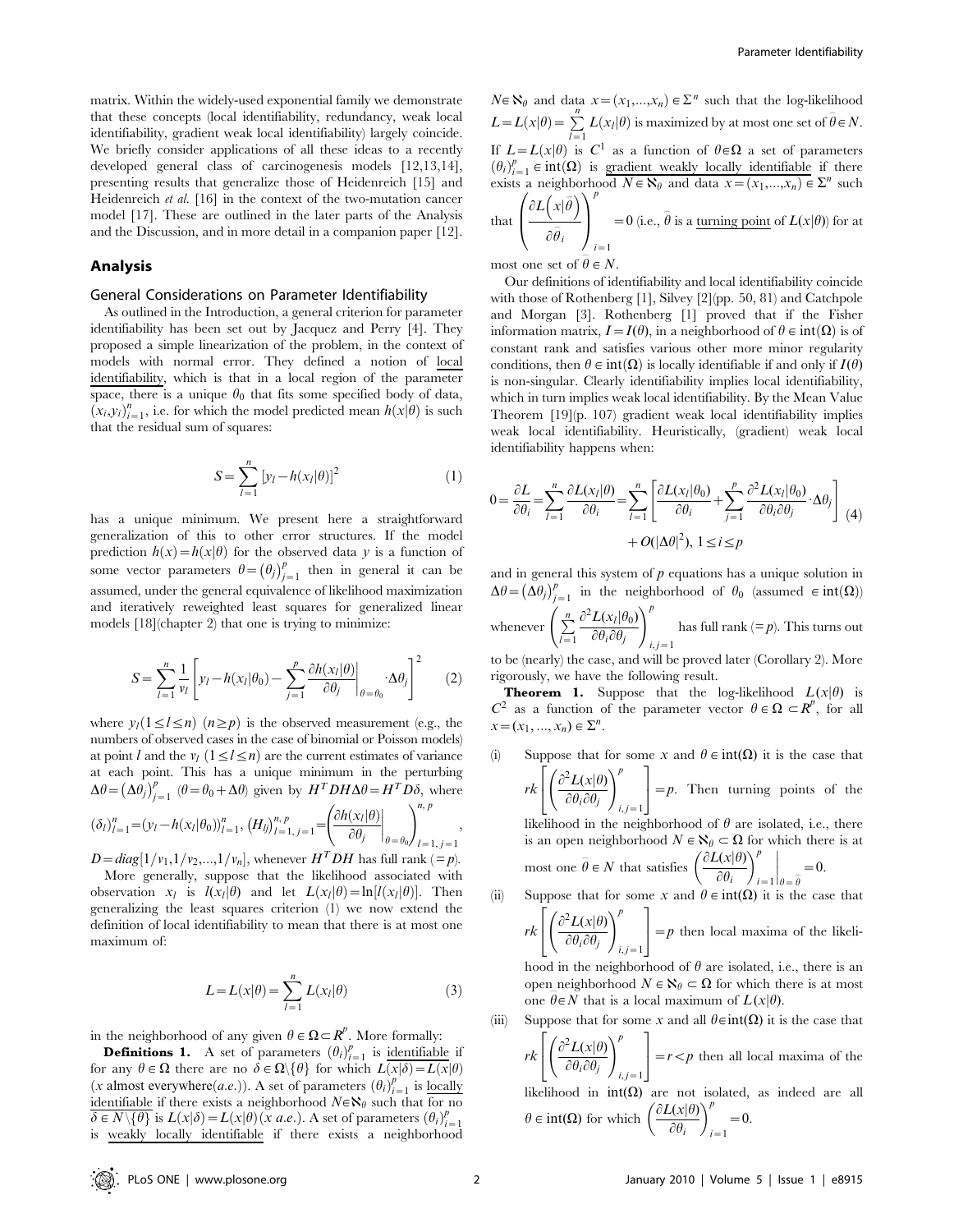matrix. Within the widely-used exponential family we demonstrate that these concepts (local identifiability, redundancy, weak local identifiability, gradient weak local identifiability) largely coincide. We briefly consider applications of all these ideas to a recently developed general class of carcinogenesis models [12,13,14], presenting results that generalize those of Heidenreich [15] and Heidenreich *et al.* [16] in the context of the two-mutation cancer model [17]. These are outlined in the later parts of the Analysis and the Discussion, and in more detail in a companion paper [12].

## Analysis

### General Considerations on Parameter Identifiability

As outlined in the Introduction, a general criterion for parameter identifiability has been set out by Jacquez and Perry [4]. They proposed a simple linearization of the problem, in the context of models with normal error. They defined a notion of local identifiability, which is that in a local region of the parameter space, there is a unique $\theta_0$ that fits some specified body of data, $(x_l, y_l)_{l=1}^n$, i.e. for which the model predicted mean $h(x|\theta)$ is such that the residual sum of squares:

$$S = \sum_{l=1}^{n} [y_l - h(x_l|\theta)]^2 \tag{1}$$

has a unique minimum. We present here a straightforward generalization of this to other error structures. If the model prediction $h(x) = h(x|\theta)$ for the observed data $y$ is a function of some vector parameters $\theta = (\theta_j)_{j=1}^p$ then in general it can be assumed, under the general equivalence of likelihood maximization and iteratively reweighted least squares for generalized linear models [18](chapter 2) that one is trying to minimize:

$$S = \sum_{l=1}^{n} \frac{1}{v_l} \left[ y_l - h(x_l|\theta_0) - \sum_{j=1}^{p} \left. \frac{\partial h(x_l|\theta)}{\partial \theta_j} \right|_{\theta=\theta_0} \cdot \Delta\theta_j \right]^2 \tag{2}$$

where $y_l (1 \le l \le n)$ $(n \ge p)$ is the observed measurement (e.g., the numbers of observed cases in the case of binomial or Poisson models) at point $l$ and the $v_l$ $(1 \le l \le n)$ are the current estimates of variance at each point. This has a unique minimum in the perturbing $\Delta\theta = (\Delta\theta_j)_{j=1}^p$ $(\theta = \theta_0 + \Delta\theta)$ given by $H^T D H \Delta\theta = H^T D \delta$, where $(\delta_l)_{l=1}^n = (y_l - h(x_l|\theta_0))_{l=1}^n$, $(H_{lj})_{l=1,j=1}^{n,p} = \left( \left. \frac{\partial h(x_l|\theta)}{\partial \theta_j} \right|_{\theta=\theta_0} \right)_{l=1,j=1}^{n,p}$, $D = diag[1/v_1, 1/v_2, \ldots, 1/v_n]$, whenever $H^T D H$ has full rank $(=p)$.

More generally, suppose that the likelihood associated with observation $x_l$ is $l(x_l|\theta)$ and let $L(x_l|\theta) = \ln[l(x_l|\theta)]$. Then generalizing the least squares criterion (1) we now extend the definition of local identifiability to mean that there is at most one maximum of:

$$L = L(x|\theta) = \sum_{l=1}^{n} L(x_l|\theta) \tag{3}$$

in the neighborhood of any given $\theta \in \Omega \subset R^p$. More formally:

**Definitions 1.** A set of parameters $(\theta_i)_{i=1}^p$ is identifiable if for any $\theta \in \Omega$ there are no $\delta \in \Omega \backslash \{\theta\}$ for which $L(x|\delta) = L(x|\theta)$ ($x$ almost everywhere(*a.e.*)). A set of parameters $(\theta_i)_{i=1}^p$ is locally identifiable if there exists a neighborhood $N \in \aleph_\theta$ such that for no $\delta \in N \backslash \{\theta\}$ is $L(x|\delta) = L(x|\theta)$ ($x$ *a.e.*). A set of parameters $(\theta_i)_{i=1}^p$ is weakly locally identifiable if there exists a neighborhood $N \in \aleph_\theta$ and data $x = (x_1, \ldots, x_n) \in \Sigma^n$ such that the log-likelihood $L = L(x|\theta) = \sum_{l=1}^{n} L(x_l|\theta)$ is maximized by at most one set of $\hat{\theta} \in N$. If $L = L(x|\theta)$ is $C^1$ as a function of $\theta \in \Omega$ a set of parameters $(\theta_i)_{i=1}^p \in \text{int}(\Omega)$ is gradient weakly locally identifiable if there exists a neighborhood $N \in \aleph_\theta$ and data $x = (x_1, \ldots, x_n) \in \Sigma^n$ such that $\left( \frac{\partial L(x|\hat{\theta})}{\partial \hat{\theta}_i} \right)_{i=1}^p = 0$ (i.e., $\hat{\theta}$ is a turning point of $L(x|\theta)$) for at most one set of $\hat{\theta} \in N$.

Our definitions of identifiability and local identifiability coincide with those of Rothenberg [1], Silvey [2](pp. 50, 81) and Catchpole and Morgan [3]. Rothenberg [1] proved that if the Fisher information matrix, $I = I(\theta)$, in a neighborhood of $\theta \in \text{int}(\Omega)$ is of constant rank and satisfies various other more minor regularity conditions, then $\theta \in \text{int}(\Omega)$ is locally identifiable if and only if $I(\theta)$ is non-singular. Clearly identifiability implies local identifiability, which in turn implies weak local identifiability. By the Mean Value Theorem [19](p. 107) gradient weak local identifiability implies weak local identifiability. Heuristically, (gradient) weak local identifiability happens when:

$$0 = \frac{\partial L}{\partial \theta_i} = \sum_{l=1}^{n} \frac{\partial L(x_l|\theta)}{\partial \theta_i} = \sum_{l=1}^{n} \left[ \frac{\partial L(x_l|\theta_0)}{\partial \theta_i} + \sum_{j=1}^{p} \frac{\partial^2 L(x_l|\theta_0)}{\partial \theta_i \partial \theta_j} \cdot \Delta\theta_j \right] + O(|\Delta\theta|^2), \; 1 \le i \le p \tag{4}$$

and in general this system of $p$ equations has a unique solution in $\Delta\theta = (\Delta\theta_j)_{j=1}^p$ in the neighborhood of $\theta_0$ (assumed $\in \text{int}(\Omega)$) whenever $\left( \sum_{l=1}^{n} \frac{\partial^2 L(x_l|\theta_0)}{\partial \theta_i \partial \theta_j} \right)_{i,j=1}^p$ has full rank $(=p)$. This turns out to be (nearly) the case, and will be proved later (Corollary 2). More rigorously, we have the following result.

**Theorem 1.** Suppose that the log-likelihood $L(x|\theta)$ is $C^2$ as a function of the parameter vector $\theta \in \Omega \subset R^p$, for all $x = (x_1, \ldots, x_n) \in \Sigma^n$.

(i) Suppose that for some $x$ and $\theta \in \text{int}(\Omega)$ it is the case that $rk\left[ \left( \frac{\partial^2 L(x|\theta)}{\partial \theta_i \partial \theta_j} \right)_{i,j=1}^p \right] = p$. Then turning points of the likelihood in the neighborhood of $\theta$ are isolated, i.e., there is an open neighborhood $N \in \aleph_\theta \subset \Omega$ for which there is at most one $\hat{\theta} \in N$ that satisfies $\left. \left( \frac{\partial L(x|\theta)}{\partial \theta_i} \right)_{i=1}^p \right|_{\theta=\hat{\theta}} = 0$.

(ii) Suppose that for some $x$ and $\theta \in \text{int}(\Omega)$ it is the case that $rk\left[ \left( \frac{\partial^2 L(x|\theta)}{\partial \theta_i \partial \theta_j} \right)_{i,j=1}^p \right] = p$ then local maxima of the likelihood in the neighborhood of $\theta$ are isolated, i.e., there is an open neighborhood $N \in \aleph_\theta \subset \Omega$ for which there is at most one $\hat{\theta} \in N$ that is a local maximum of $L(x|\theta)$.

(iii) Suppose that for some $x$ and all $\theta \in \text{int}(\Omega)$ it is the case that $rk\left[ \left( \frac{\partial^2 L(x|\theta)}{\partial \theta_i \partial \theta_j} \right)_{i,j=1}^p \right] = r < p$ then all local maxima of the likelihood in $\text{int}(\Omega)$ are not isolated, as indeed are all $\theta \in \text{int}(\Omega)$ for which $\left( \frac{\partial L(x|\theta)}{\partial \theta_i} \right)_{i=1}^p = 0$.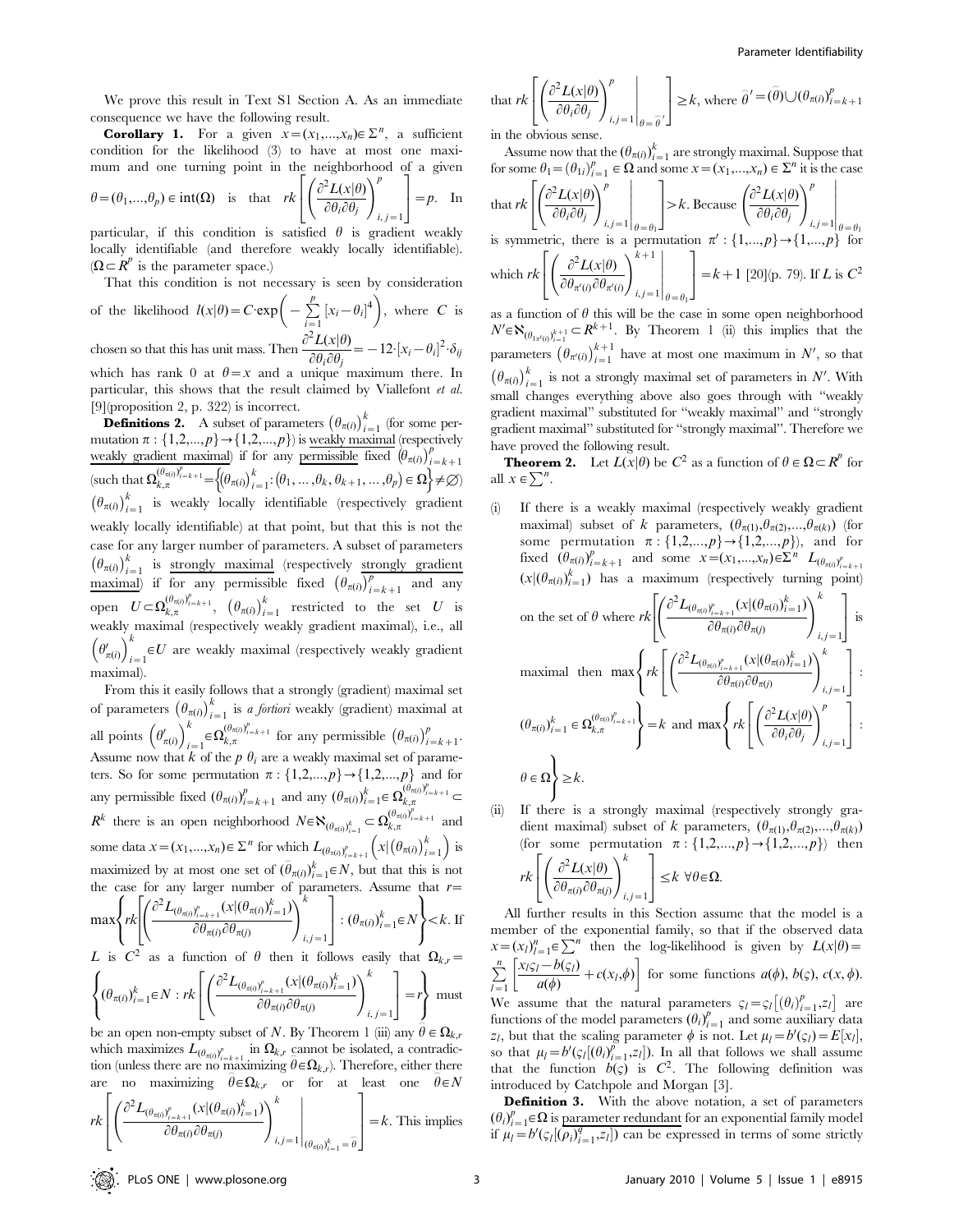We prove this result in Text S1 Section A. As an immediate consequence we have the following result.

**Corollary 1.** For a given $x=(x_1,...,x_n)\in\Sigma^n$, a sufficient condition for the likelihood (3) to have at most one maximum and one turning point in the neighborhood of a given $\theta=(\theta_1,...,\theta_p)\in\text{int}(\Omega)$ is that $rk\left[\left(\frac{\partial^2 L(x|\theta)}{\partial\theta_i\partial\theta_j}\right)_{i,j=1}^p\right]=p$. In particular, if this condition is satisfied $\theta$ is gradient weakly locally identifiable (and therefore weakly locally identifiable). ($\Omega\subset R^p$ is the parameter space.)

That this condition is not necessary is seen by consideration of the likelihood $l(x|\theta)=C\cdot\exp\left(-\sum_{i=1}^p [x_i-\theta_i]^4\right)$, where $C$ is chosen so that this has unit mass. Then $\frac{\partial^2 L(x|\theta)}{\partial\theta_i\partial\theta_j}=-12\cdot[x_i-\theta_i]^2\cdot\delta_{ij}$ which has rank 0 at $\theta=x$ and a unique maximum there. In particular, this shows that the result claimed by Viallefont *et al.* [9](proposition 2, p. 322) is incorrect.

**Definitions 2.** A subset of parameters $(\theta_{\pi(i)})_{i=1}^k$ (for some permutation $\pi:\{1,2,...,p\}\to\{1,2,...,p\}$) is weakly maximal (respectively weakly gradient maximal) if for any permissible fixed $(\theta_{\pi(i)})_{i=k+1}^p$ (such that $\Omega_{k,\pi}^{(\theta_{\pi(i)})_{i=k+1}^p}=\left\{(\theta_{\pi(i)})_{i=1}^k:(\theta_1,...,\theta_k,\theta_{k+1},...,\theta_p)\in\Omega\right\}\neq\emptyset$) $(\theta_{\pi(i)})_{i=1}^k$ is weakly locally identifiable (respectively gradient weakly locally identifiable) at that point, but that this is not the case for any larger number of parameters. A subset of parameters $(\theta_{\pi(i)})_{i=1}^k$ is strongly maximal (respectively strongly gradient maximal) if for any permissible fixed $(\theta_{\pi(i)})_{i=k+1}^p$ and any open $U\subset\Omega_{k,\pi}^{(\theta_{\pi(i)})_{i=k+1}^p}$, $(\theta_{\pi(i)})_{i=1}^k$ restricted to the set $U$ is weakly maximal (respectively weakly gradient maximal), i.e., all $\left(\theta'_{\pi(i)}\right)_{i=1}^k\in U$ are weakly maximal (respectively weakly gradient maximal).

From this it easily follows that a strongly (gradient) maximal set of parameters $(\theta_{\pi(i)})_{i=1}^k$ is *a fortiori* weakly (gradient) maximal at all points $\left(\theta'_{\pi(i)}\right)_{i=1}^k\in\Omega_{k,\pi}^{(\theta_{\pi(i)})_{i=k+1}^p}$ for any permissible $(\theta_{\pi(i)})_{i=k+1}^p$. Assume now that $k$ of the $p$ $\theta_i$ are a weakly maximal set of parameters. So for some permutation $\pi:\{1,2,...,p\}\to\{1,2,...,p\}$ and for any permissible fixed $(\theta_{\pi(i)})_{i=k+1}^p$ and any $(\theta_{\pi(i)})_{i=1}^k\in\Omega_{k,\pi}^{(\theta_{\pi(i)})_{i=k+1}^p}\subset R^k$ there is an open neighborhood $N\in\aleph_{(\theta_{\pi(i)})_{i=1}^k}\subset\Omega_{k,\pi}^{(\theta_{\pi(i)})_{i=k+1}^p}$ and some data $x=(x_1,...,x_n)\in\Sigma^n$ for which $L_{(\theta_{\pi(i)})_{i=k+1}^p}\left(x|(\theta_{\pi(i)})_{i=1}^k\right)$ is maximized by at most one set of $(\hat\theta_{\pi(i)})_{i=1}^k\in N$, but that this is not the case for any larger number of parameters. Assume that $r=\max\left\{rk\left[\left(\frac{\partial^2 L_{(\theta_{\pi(i)})_{i=k+1}^p}(x|(\theta_{\pi(i)})_{i=1}^k)}{\partial\theta_{\pi(i)}\partial\theta_{\pi(j)}}\right)_{i,j=1}^k\right]:(\theta_{\pi(i)})_{i=1}^k\in N\right\}<k$. If $L$ is $C^2$ as a function of $\theta$ then it follows easily that $\Omega_{k,r}=\left\{(\theta_{\pi(i)})_{i=1}^k\in N: rk\left[\left(\frac{\partial^2 L_{(\theta_{\pi(i)})_{i=k+1}^p}(x|(\theta_{\pi(i)})_{i=1}^k)}{\partial\theta_{\pi(i)}\partial\theta_{\pi(j)}}\right)_{i,j=1}^k\right]=r\right\}$ must be an open non-empty subset of $N$. By Theorem 1 (iii) any $\hat\theta\in\Omega_{k,r}$ which maximizes $L_{(\theta_{\pi(i)})_{i=k+1}^p}$ in $\Omega_{k,r}$ cannot be isolated, a contradiction (unless there are no maximizing $\hat\theta\in\Omega_{k,r}$). Therefore, either there are no maximizing $\hat\theta\in\Omega_{k,r}$ or for at least one $\hat\theta\in N$ $rk\left[\left(\frac{\partial^2 L_{(\theta_{\pi(i)})_{i=k+1}^p}(x|(\theta_{\pi(i)})_{i=1}^k)}{\partial\theta_{\pi(i)}\partial\theta_{\pi(j)}}\right)_{i,j=1}^k\Bigg|_{(\theta_{\pi(i)})_{i=1}^k=\hat\theta}\right]=k$. This implies that $rk\left[\left(\frac{\partial^2 L(x|\theta)}{\partial\theta_i\partial\theta_j}\right)_{i,j=1}^p\Bigg|_{\theta=\hat\theta'}\right]\geq k$, where $\hat\theta'=(\hat\theta)\cup(\theta_{\pi(i)})_{i=k+1}^p$ in the obvious sense.

Assume now that the $(\theta_{\pi(i)})_{i=1}^k$ are strongly maximal. Suppose that for some $\theta_1=(\theta_{1i})_{i=1}^p\in\Omega$ and some $x=(x_1,...,x_n)\in\Sigma^n$ it is the case that $rk\left[\left(\frac{\partial^2 L(x|\theta)}{\partial\theta_i\partial\theta_j}\right)_{i,j=1}^p\Bigg|_{\theta=\theta_1}\right]>k$. Because $\left(\frac{\partial^2 L(x|\theta)}{\partial\theta_i\partial\theta_j}\right)_{i,j=1}^p\Bigg|_{\theta=\theta_1}$ is symmetric, there is a permutation $\pi':\{1,...,p\}\to\{1,...,p\}$ for which $rk\left[\left(\frac{\partial^2 L(x|\theta)}{\partial\theta_{\pi'(i)}\partial\theta_{\pi'(i)}}\right)_{i,j=1}^{k+1}\Bigg|_{\theta=\theta_1}\right]=k+1$ [20](p. 79). If $L$ is $C^2$ as a function of $\theta$ this will be the case in some open neighborhood $N'\in\aleph_{(\theta_{1\pi'(i)})_{i=1}^{k+1}}\subset R^{k+1}$. By Theorem 1 (ii) this implies that the parameters $(\theta_{\pi'(i)})_{i=1}^{k+1}$ have at most one maximum in $N'$, so that $(\theta_{\pi(i)})_{i=1}^k$ is not a strongly maximal set of parameters in $N'$. With small changes everything above also goes through with "weakly gradient maximal" substituted for "weakly maximal" and "strongly gradient maximal" substituted for "strongly maximal". Therefore we have proved the following result.

**Theorem 2.** Let $L(x|\theta)$ be $C^2$ as a function of $\theta\in\Omega\subset R^p$ for all $x\in\sum^n$.

(i) If there is a weakly maximal (respectively weakly gradient maximal) subset of $k$ parameters, $(\theta_{\pi(1)},\theta_{\pi(2)},...,\theta_{\pi(k)})$ (for some permutation $\pi:\{1,2,...,p\}\to\{1,2,...,p\}$), and for fixed $(\theta_{\pi(i)})_{i=k+1}^p$ and some $x=(x_1,...,x_n)\in\Sigma^n$ $L_{(\theta_{\pi(i)})_{i=k+1}^p}(x|(\theta_{\pi(i)})_{i=1}^k)$ has a maximum (respectively turning point) on the set of $\theta$ where $rk\left[\left(\frac{\partial^2 L_{(\theta_{\pi(i)})_{i=k+1}^p}(x|(\theta_{\pi(i)})_{i=1}^k)}{\partial\theta_{\pi(i)}\partial\theta_{\pi(j)}}\right)_{i,j=1}^k\right]$ is maximal then $\max\left\{rk\left[\left(\frac{\partial^2 L_{(\theta_{\pi(i)})_{i=k+1}^p}(x|(\theta_{\pi(i)})_{i=1}^k)}{\partial\theta_{\pi(i)}\partial\theta_{\pi(j)}}\right)_{i,j=1}^k\right]:(\theta_{\pi(i)})_{i=1}^k\in\Omega_{k,\pi}^{(\theta_{\pi(i)})_{i=k+1}^p}\right\}=k$ and $\max\left\{rk\left[\left(\frac{\partial^2 L(x|\theta)}{\partial\theta_i\partial\theta_j}\right)_{i,j=1}^p\right]:\theta\in\Omega\right\}\geq k$.

(ii) If there is a strongly maximal (respectively strongly gradient maximal) subset of $k$ parameters, $(\theta_{\pi(1)},\theta_{\pi(2)},...,\theta_{\pi(k)})$ (for some permutation $\pi:\{1,2,...,p\}\to\{1,2,...,p\}$) then $rk\left[\left(\frac{\partial^2 L(x|\theta)}{\partial\theta_{\pi(i)}\partial\theta_{\pi(j)}}\right)_{i,j=1}^k\right]\leq k\ \forall\theta\in\Omega$.

All further results in this Section assume that the model is a member of the exponential family, so that if the observed data $x=(x_l)_{l=1}^n\in\sum^n$ then the log-likelihood is given by $L(x|\theta)=\sum_{l=1}^n\left[\frac{x_l\varsigma_l-b(\varsigma_l)}{a(\phi)}+c(x_l,\phi)\right]$ for some functions $a(\phi)$, $b(\varsigma)$, $c(x,\phi)$. We assume that the natural parameters $\varsigma_l=\varsigma_l\left[(\theta_i)_{i=1}^p,z_l\right]$ are functions of the model parameters $(\theta_i)_{i=1}^p$ and some auxiliary data $z_l$, but that the scaling parameter $\phi$ is not. Let $\mu_l=b'(\varsigma_l)=E[x_l]$, so that $\mu_l=b'(\varsigma_l[(\theta_i)_{i=1}^p,z_l])$. In all that follows we shall assume that the function $b(\varsigma)$ is $C^2$. The following definition was introduced by Catchpole and Morgan [3].

**Definition 3.** With the above notation, a set of parameters $(\theta_i)_{i=1}^p\in\Omega$ is parameter redundant for an exponential family model if $\mu_l=b'(\varsigma_l[(\rho_i)_{i=1}^q,z_l])$ can be expressed in terms of some strictly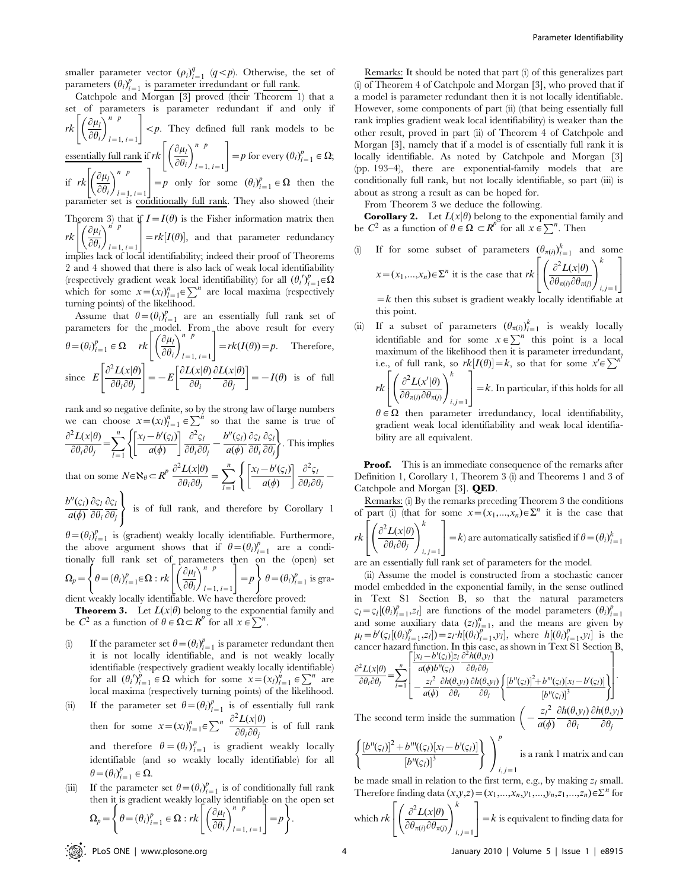smaller parameter vector $(\rho_i)_{i=1}^q$ $(q<p)$. Otherwise, the set of parameters $(\theta_i)_{i=1}^p$ is parameter irredundant or full rank.

Catchpole and Morgan [3] proved (their Theorem 1) that a set of parameters is parameter redundant if and only if $rk\left[\left(\frac{\partial \mu_l}{\partial \theta_i}\right)_{l=1,\, i=1}^{n \quad p}\right] < p$. They defined full rank models to be essentially full rank if $rk\left[\left(\frac{\partial \mu_l}{\partial \theta_i}\right)_{l=1,\, i=1}^{n \quad p}\right] = p$ for every $(\theta_i)_{i=1}^p \in \Omega$; if $rk\left[\left(\frac{\partial \mu_l}{\partial \theta_i}\right)_{l=1,\, i=1}^{n \quad p}\right] = p$ only for some $(\theta_i)_{i=1}^p \in \Omega$ then the parameter set is conditionally full rank. They also showed (their Theorem 3) that if $I = I(\theta)$ is the Fisher information matrix then $rk\left[\left(\frac{\partial \mu_l}{\partial \theta_i}\right)_{l=1,\, i=1}^{n \quad p}\right] = rk[I(\theta)]$, and that parameter redundancy implies lack of local identifiability; indeed their proof of Theorems 2 and 4 showed that there is also lack of weak local identifiability (respectively gradient weak local identifiability) for all $(\theta_i')_{i=1}^p \in \Omega$ which for some $x=(x_l)_{l=1}^n \in \sum^n$ are local maxima (respectively turning points) of the likelihood.

Assume that $\theta=(\theta_i)_{i=1}^p$ are an essentially full rank set of parameters for the model. From the above result for every $\theta=(\theta_i)_{i=1}^p \in \Omega$ $\quad rk\left[\left(\frac{\partial \mu_l}{\partial \theta_i}\right)_{l=1,\, i=1}^{n \quad p}\right] = rk(I(\theta)) = p$. Therefore, since $E\left[\frac{\partial^2 L(x|\theta)}{\partial \theta_i \partial \theta_j}\right] = -E\left[\frac{\partial L(x|\theta)}{\partial \theta_i}\frac{\partial L(x|\theta)}{\partial \theta_j}\right] = -I(\theta)$ is of full rank and so negative definite, so by the strong law of large numbers we can choose $x=(x_l)_{l=1}^n \in \sum^n$ so that the same is true of $\frac{\partial^2 L(x|\theta)}{\partial \theta_i \partial \theta_j} = \sum_{l=1}^n \left\{\left[\frac{x_l - b'(\varsigma_l)}{a(\phi)}\right]\frac{\partial^2 \varsigma_l}{\partial \theta_i \partial \theta_j} - \frac{b''(\varsigma_l)}{a(\phi)}\frac{\partial \varsigma_l}{\partial \theta_i}\frac{\partial \varsigma_l}{\partial \theta_j}\right\}$. This implies that on some $N \in \aleph_\theta \subset R^p$ $\frac{\partial^2 L(x|\theta)}{\partial \theta_i \partial \theta_j} = \sum_{l=1}^n \left\{\left[\frac{x_l - b'(\varsigma_l)}{a(\phi)}\right]\frac{\partial^2 \varsigma_l}{\partial \theta_i \partial \theta_j} - \frac{b''(\varsigma_l)}{a(\phi)}\frac{\partial \varsigma_l}{\partial \theta_i}\frac{\partial \varsigma_l}{\partial \theta_j}\right\}$ is of full rank, and therefore by Corollary 1 $\theta=(\theta_i)_{i=1}^p$ is (gradient) weakly locally identifiable. Furthermore, the above argument shows that if $\theta=(\theta_i)_{i=1}^p$ are a conditionally full rank set of parameters then on the (open) set $\Omega_p = \left\{\theta=(\theta_i)_{i=1}^p \in \Omega : rk\left[\left(\frac{\partial \mu_l}{\partial \theta_i}\right)_{l=1,\, i=1}^{n \quad p}\right] = p\right\}$ $\theta=(\theta_i)_{i=1}^p$ is gradient weakly locally identifiable. We have therefore proved:

**Theorem 3.** Let $L(x|\theta)$ belong to the exponential family and be $C^2$ as a function of $\theta \in \Omega \subset R^p$ for all $x \in \sum^n$.

(i) If the parameter set $\theta=(\theta_i)_{i=1}^p$ is parameter redundant then it is not locally identifiable, and is not weakly locally identifiable (respectively gradient weakly locally identifiable) for all $(\theta_i')_{i=1}^p \in \Omega$ which for some $x=(x_l)_{l=1}^n \in \sum^n$ are local maxima (respectively turning points) of the likelihood.

(ii) If the parameter set $\theta=(\theta_i)_{i=1}^p$ is of essentially full rank then for some $x=(x_l)_{l=1}^n \in \sum^n$ $\frac{\partial^2 L(x|\theta)}{\partial \theta_i \partial \theta_j}$ is of full rank and therefore $\theta=(\theta_i)_{i=1}^p$ is gradient weakly locally identifiable (and so weakly locally identifiable) for all $\theta=(\theta_i)_{i=1}^p \in \Omega$.

(iii) If the parameter set $\theta=(\theta_i)_{i=1}^p$ is of conditionally full rank then it is gradient weakly locally identifiable on the open set $\Omega_p = \left\{\theta=(\theta_i)_{i=1}^p \in \Omega : rk\left[\left(\frac{\partial \mu_l}{\partial \theta_i}\right)_{l=1,\, i=1}^{n \quad p}\right] = p\right\}$.

Remarks: It should be noted that part (i) of this generalizes part (i) of Theorem 4 of Catchpole and Morgan [3], who proved that if a model is parameter redundant then it is not locally identifiable. However, some components of part (ii) (that being essentially full rank implies gradient weak local identifiability) is weaker than the other result, proved in part (ii) of Theorem 4 of Catchpole and Morgan [3], namely that if a model is of essentially full rank it is locally identifiable. As noted by Catchpole and Morgan [3] (pp. 193–4), there are exponential-family models that are conditionally full rank, but not locally identifiable, so part (iii) is about as strong a result as can be hoped for.

From Theorem 3 we deduce the following.

**Corollary 2.** Let $L(x|\theta)$ belong to the exponential family and be $C^2$ as a function of $\theta \in \Omega \subset R^p$ for all $x \in \sum^n$. Then

(i) If for some subset of parameters $(\theta_{\pi(i)})_{i=1}^k$ and some $x=(x_1,\ldots,x_n) \in \Sigma^n$ it is the case that $rk\left[\left(\frac{\partial^2 L(x|\theta)}{\partial \theta_{\pi(i)} \partial \theta_{\pi(j)}}\right)_{i,j=1}^k\right] = k$ then this subset is gradient weakly locally identifiable at this point.

(ii) If a subset of parameters $(\theta_{\pi(i)})_{i=1}^k$ is weakly locally identifiable and for some $x \in \sum^n$ this point is a local maximum of the likelihood then it is parameter irredundant, i.e., of full rank, so $rk[I(\theta)] = k$, so that for some $x' \in \sum^{n'}$ $rk\left[\left(\frac{\partial^2 L(x'|\theta)}{\partial \theta_{\pi(i)} \partial \theta_{\pi(j)}}\right)_{i,j=1}^k\right] = k$. In particular, if this holds for all $\theta \in \Omega$ then parameter irredundancy, local identifiability, gradient weak local identifiability and weak local identifiability are all equivalent.

**Proof.** This is an immediate consequence of the remarks after Definition 1, Corollary 1, Theorem 3 (i) and Theorems 1 and 3 of Catchpole and Morgan [3]. **QED**.

Remarks: (i) By the remarks preceding Theorem 3 the conditions of part (i) (that for some $x=(x_1,\ldots,x_n) \in \Sigma^n$ it is the case that $rk\left[\left(\frac{\partial^2 L(x|\theta)}{\partial \theta_i \partial \theta_j}\right)_{i,j=1}^k\right] = k$) are automatically satisfied if $\theta=(\theta_i)_{i=1}^k$ are an essentially full rank set of parameters for the model.

(ii) Assume the model is constructed from a stochastic cancer model embedded in the exponential family, in the sense outlined in Text S1 Section B, so that the natural parameters $\varsigma_l = \varsigma_l[(\theta_i)_{i=1}^p, z_l]$ are functions of the model parameters $(\theta_i)_{i=1}^p$ and some auxiliary data $(z_l)_{l=1}^n$, and the means are given by $\mu_l = b'(\varsigma_l[(\theta_i)_{i=1}^p, z_l]) = z_l \cdot h[(\theta_i)_{i=1}^p, y_l]$, where $h[(\theta_i)_{i=1}^p, y_l]$ is the cancer hazard function. In this case, as shown in Text S1 Section B,

$$\frac{\partial^2 L(x|\theta)}{\partial \theta_i \partial \theta_j} = \sum_{l=1}^n \left[\begin{array}{l} \frac{[x_l - b'(\varsigma_l)] z_l}{a(\phi) b''(\varsigma_l)} \frac{\partial^2 h(\theta, y_l)}{\partial \theta_i \partial \theta_j} \\ - \frac{z_l^2}{a(\phi)} \frac{\partial h(\theta, y_l)}{\partial \theta_i} \frac{\partial h(\theta, y_l)}{\partial \theta_j} \left\{ \frac{[b''(\varsigma_l)]^2 + b'''(\varsigma_l)[x_l - b'(\varsigma_l)]}{[b''(\varsigma_l)]^3} \right\} \end{array}\right].$$

The second term inside the summation $\left(-\frac{z_l^2}{a(\phi)}\frac{\partial h(\theta,y_l)}{\partial \theta_i}\frac{\partial h(\theta,y_l)}{\partial \theta_j}\left\{\frac{[b''(\varsigma_l)]^2 + b'''((\varsigma_l)[x_l - b'(\varsigma_l)]}{[b''(\varsigma_l)]^3}\right\}\right)_{i,j=1}^p$ is a rank 1 matrix and can be made small in relation to the first term, e.g., by making $z_l$ small. Therefore finding data $(x,y,z) = (x_1,\ldots,x_n,y_1,\ldots,y_n,z_1,\ldots,z_n) \in \Sigma^n$ for which $rk\left[\left(\frac{\partial^2 L(x|\theta)}{\partial \theta_{\pi(i)} \partial \theta_{\pi(j)}}\right)_{i,j=1}^k\right] = k$ is equivalent to finding data for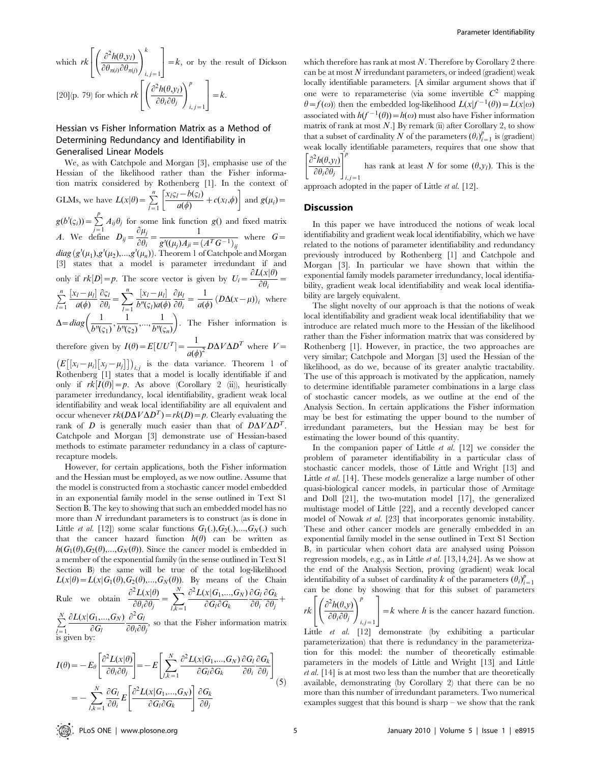which $rk\left[\left(\frac{\partial^2 h(\theta,y_l)}{\partial\theta_{\pi(i)}\partial\theta_{\pi(j)}}\right)_{i,j=1}^{k}\right]=k$, or by the result of Dickson [20](p. 79) for which $rk\left[\left(\frac{\partial^2 h(\theta,y_l)}{\partial\theta_i\partial\theta_j}\right)_{i,j=1}^{p}\right]=k$.

## Hessian vs Fisher Information Matrix as a Method of Determining Redundancy and Identifiability in Generalised Linear Models

We, as with Catchpole and Morgan [3], emphasise use of the Hessian of the likelihood rather than the Fisher information matrix considered by Rothenberg [1]. In the context of GLMs, we have $L(x|\theta)=\sum_{l=1}^{n}\left[\frac{x_l\varsigma_l-b(\varsigma_l)}{a(\phi)}+c(x_l,\phi)\right]$ and $g(\mu_i)=g(b'(\varsigma_i))=\sum_{j=1}^{p}A_{ij}\theta_j$ for some link function $g()$ and fixed matrix $A$. We define $D_{ij}=\frac{\partial\mu_j}{\partial\theta_i}=\frac{1}{g'((\mu_j)A_{ji}=(A^TG^{-1})_{ij}}$ where $G=diag(g'(\mu_1),g'(\mu_2),...,g'(\mu_n))$. Theorem 1 of Catchpole and Morgan [3] states that a model is parameter irredundant if and only if $rk[D]=p$. The score vector is given by $U_i=\frac{\partial L(x|\theta)}{\partial\theta_i}=\sum_{l=1}^{n}\frac{[x_l-\mu_l]}{a(\phi)}\frac{\partial\varsigma_l}{\partial\theta_i}=\sum_{l=1}^{n}\frac{[x_l-\mu_l]}{b''(\varsigma_l)a(\phi)}\frac{\partial\mu_l}{\partial\theta_i}=\frac{1}{a(\phi)}(D\Delta(x-\mu))_i$ where $\Delta=diag\left(\frac{1}{b''(\varsigma_1)},\frac{1}{b''(\varsigma_2)},....,\frac{1}{b''(\varsigma_n)}\right)$. The Fisher information is therefore given by $I(\theta)=E[UU^T]=\frac{1}{a(\phi)^2}D\Delta V\Delta D^T$ where $V=\left(E\left[[x_i-\mu_i][x_j-\mu_j]\right]\right)_{i,j}$ is the data variance. Theorem 1 of Rothenberg [1] states that a model is locally identifiable if and only if $rk[I(\theta)]=p$. As above (Corollary 2 (ii)), heuristically parameter irredundancy, local identifiability, gradient weak local identifiability and weak local identifiability are all equivalent and occur whenever $rk(D\Delta V\Delta D^T)=rk(D)=p$. Clearly evaluating the rank of $D$ is generally much easier than that of $D\Delta V\Delta D^T$. Catchpole and Morgan [3] demonstrate use of Hessian-based methods to estimate parameter redundancy in a class of capture-recapture models.

However, for certain applications, both the Fisher information and the Hessian must be employed, as we now outline. Assume that the model is constructed from a stochastic cancer model embedded in an exponential family model in the sense outlined in Text S1 Section B. The key to showing that such an embedded model has no more than $N$ irredundant parameters is to construct (as is done in Little *et al.* [12]) some scalar functions $G_1(.),G_2(.),...,G_N(.)$ such that the cancer hazard function $h(\theta)$ can be written as $h(G_1(\theta),G_2(\theta),...,G_N(\theta))$. Since the cancer model is embedded in a member of the exponential family (in the sense outlined in Text S1 Section B) the same will be true of the total log-likelihood $L(x|\theta)=L(x|G_1(\theta),G_2(\theta),...,G_N(\theta))$. By means of the Chain Rule we obtain $\frac{\partial^2 L(x|\theta)}{\partial\theta_i\partial\theta_j}=\sum_{l,k=1}^{N}\frac{\partial^2 L(x|G_1,...,G_N)}{\partial G_l\partial G_k}\frac{\partial G_l}{\partial\theta_i}\frac{\partial G_k}{\partial\theta_j}+\sum_{l=1}^{N}\frac{\partial L(x|G_1,...,G_N)}{\partial G_l}\frac{\partial^2 G_l}{\partial\theta_i\partial\theta_j}$, so that the Fisher information matrix is given by:

$$
\begin{aligned}
I(\theta)&=-E_\theta\left[\frac{\partial^2 L(x|\theta)}{\partial\theta_i\partial\theta_j}\right]=-E\left[\sum_{l,k=1}^{N}\frac{\partial^2 L(x|G_1,...,G_N)}{\partial G_l\partial G_k}\frac{\partial G_l}{\partial\theta_i}\frac{\partial G_k}{\partial\theta_j}\right]\\
&=-\sum_{l,k=1}^{N}\frac{\partial G_l}{\partial\theta_i}E\left[\frac{\partial^2 L(x|G_1,...,G_N)}{\partial G_l\partial G_k}\right]\frac{\partial G_k}{\partial\theta_j}
\end{aligned}
\tag{5}
$$

which therefore has rank at most $N$. Therefore by Corollary 2 there can be at most $N$ irredundant parameters, or indeed (gradient) weak locally identifiable parameters. [A similar argument shows that if one were to reparameterise (via some invertible $C^2$ mapping $\theta=f(\omega)$) then the embedded log-likelihood $L(x|f^{-1}(\theta))=L(x|\omega)$ associated with $h(f^{-1}(\theta))=h(\omega)$ must also have Fisher information matrix of rank at most $N$.] By remark (ii) after Corollary 2, to show that a subset of cardinality $N$ of the parameters $(\theta_i)_{i=1}^{p}$ is (gradient) weak locally identifiable parameters, requires that one show that $\left[\frac{\partial^2 h(\theta,y_l)}{\partial\theta_i\partial\theta_j}\right]_{i,j=1}^{p}$ has rank at least $N$ for some $(\theta,y_l)$. This is the approach adopted in the paper of Little *et al.* [12].

## Discussion

In this paper we have introduced the notions of weak local identifiability and gradient weak local identifiability, which we have related to the notions of parameter identifiability and redundancy previously introduced by Rothenberg [1] and Catchpole and Morgan [3]. In particular we have shown that within the exponential family models parameter irredundancy, local identifiability, gradient weak local identifiability and weak local identifiability are largely equivalent.

The slight novelty of our approach is that the notions of weak local identifiability and gradient weak local identifiability that we introduce are related much more to the Hessian of the likelihood rather than the Fisher information matrix that was considered by Rothenberg [1]. However, in practice, the two approaches are very similar; Catchpole and Morgan [3] used the Hessian of the likelihood, as do we, because of its greater analytic tractability. The use of this approach is motivated by the application, namely to determine identifiable parameter combinations in a large class of stochastic cancer models, as we outline at the end of the Analysis Section. In certain applications the Fisher information may be best for estimating the upper bound to the number of irredundant parameters, but the Hessian may be best for estimating the lower bound of this quantity.

In the companion paper of Little *et al.* [12] we consider the problem of parameter identifiability in a particular class of stochastic cancer models, those of Little and Wright [13] and Little *et al.* [14]. These models generalize a large number of other quasi-biological cancer models, in particular those of Armitage and Doll [21], the two-mutation model [17], the generalized multistage model of Little [22], and a recently developed cancer model of Nowak *et al.* [23] that incorporates genomic instability. These and other cancer models are generally embedded in an exponential family model in the sense outlined in Text S1 Section B, in particular when cohort data are analysed using Poisson regression models, e.g., as in Little *et al.* [13,14,24]. As we show at the end of the Analysis Section, proving (gradient) weak local identifiability of a subset of cardinality $k$ of the parameters $(\theta_i)_{i=1}^{p}$ can be done by showing that for this subset of parameters $rk\left[\left(\frac{\partial^2 h(\theta,y)}{\partial\theta_i\partial\theta_j}\right)_{i,j=1}^{p}\right]=k$ where $h$ is the cancer hazard function. Little *et al.* [12] demonstrate (by exhibiting a particular parameterization) that there is redundancy in the parameterization for this model: the number of theoretically estimable parameters in the models of Little and Wright [13] and Little *et al.* [14] is at most two less than the number that are theoretically available, demonstrating (by Corollary 2) that there can be no more than this number of irredundant parameters. Two numerical examples suggest that this bound is sharp – we show that the rank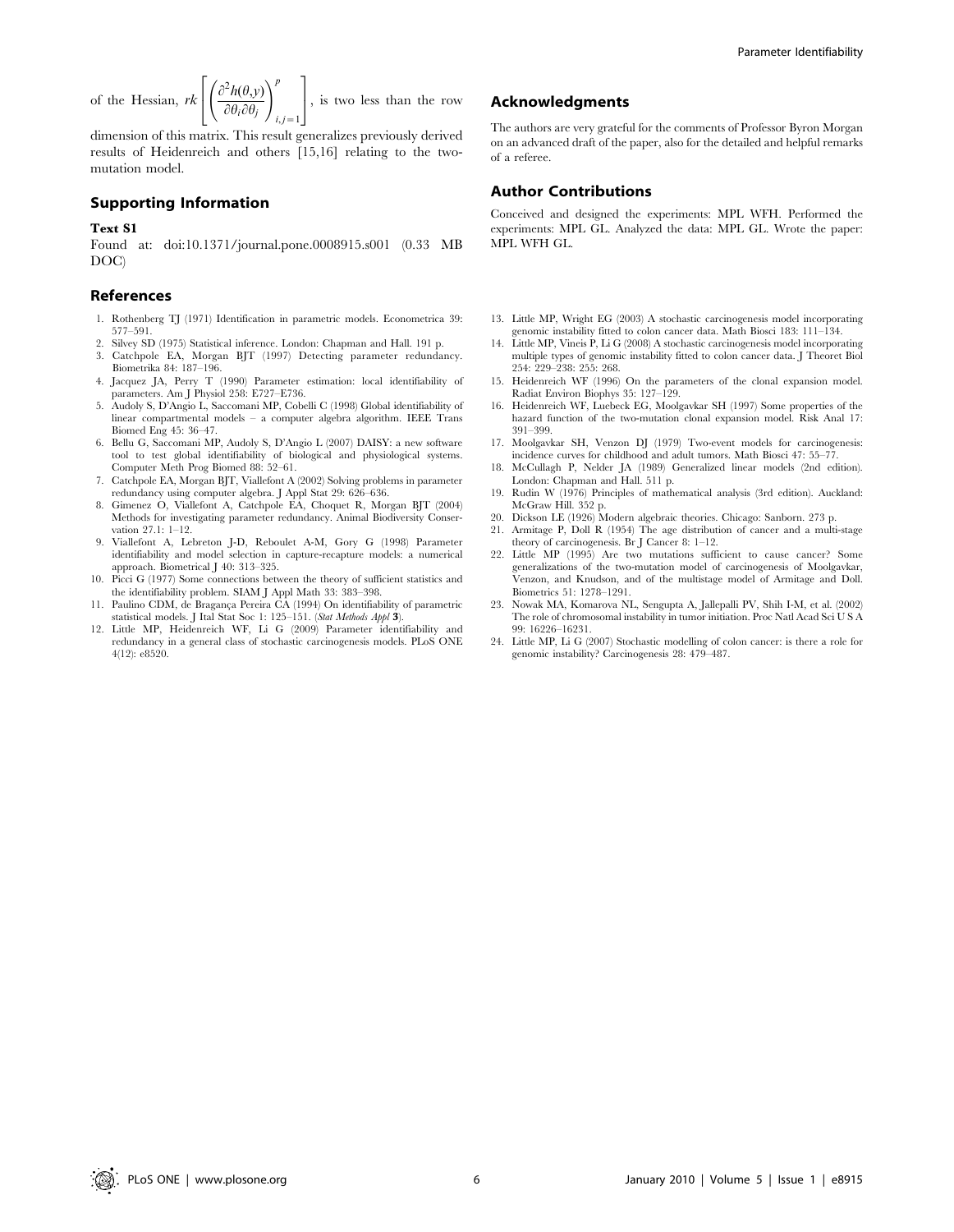of the Hessian, $rk\left[\left(\frac{\partial^2 h(\theta,y)}{\partial\theta_i\partial\theta_j}\right)_{i,j=1}^{p}\right]$, is two less than the row dimension of this matrix. This result generalizes previously derived results of Heidenreich and others [15,16] relating to the two-mutation model.

## Supporting Information

**Text S1**

Found at: doi:10.1371/journal.pone.0008915.s001 (0.33 MB DOC)

## Acknowledgments

The authors are very grateful for the comments of Professor Byron Morgan on an advanced draft of the paper, also for the detailed and helpful remarks of a referee.

## Author Contributions

Conceived and designed the experiments: MPL WFH. Performed the experiments: MPL GL. Analyzed the data: MPL GL. Wrote the paper: MPL WFH GL.

## References

1. Rothenberg TJ (1971) Identification in parametric models. Econometrica 39: 577–591.
2. Silvey SD (1975) Statistical inference. London: Chapman and Hall. 191 p.
3. Catchpole EA, Morgan BJT (1997) Detecting parameter redundancy. Biometrika 84: 187–196.
4. Jacquez JA, Perry T (1990) Parameter estimation: local identifiability of parameters. Am J Physiol 258: E727–E736.
5. Audoly S, D'Angio L, Saccomani MP, Cobelli C (1998) Global identifiability of linear compartmental models – a computer algebra algorithm. IEEE Trans Biomed Eng 45: 36–47.
6. Bellu G, Saccomani MP, Audoly S, D'Angio L (2007) DAISY: a new software tool to test global identifiability of biological and physiological systems. Computer Meth Prog Biomed 88: 52–61.
7. Catchpole EA, Morgan BJT, Viallefont A (2002) Solving problems in parameter redundancy using computer algebra. J Appl Stat 29: 626–636.
8. Gimenez O, Viallefont A, Catchpole EA, Choquet R, Morgan BJT (2004) Methods for investigating parameter redundancy. Animal Biodiversity Conservation 27.1: 1–12.
9. Viallefont A, Lebreton J-D, Reboulet A-M, Gory G (1998) Parameter identifiability and model selection in capture-recapture models: a numerical approach. Biometrical J 40: 313–325.
10. Picci G (1977) Some connections between the theory of sufficient statistics and the identifiability problem. SIAM J Appl Math 33: 383–398.
11. Paulino CDM, de Bragança Pereira CA (1994) On identifiability of parametric statistical models. J Ital Stat Soc 1: 125–151. (*Stat Methods Appl* **3**).
12. Little MP, Heidenreich WF, Li G (2009) Parameter identifiability and redundancy in a general class of stochastic carcinogenesis models. PLoS ONE 4(12): e8520.
13. Little MP, Wright EG (2003) A stochastic carcinogenesis model incorporating genomic instability fitted to colon cancer data. Math Biosci 183: 111–134.
14. Little MP, Vineis P, Li G (2008) A stochastic carcinogenesis model incorporating multiple types of genomic instability fitted to colon cancer data. J Theoret Biol 254: 229–238: 255: 268.
15. Heidenreich WF (1996) On the parameters of the clonal expansion model. Radiat Environ Biophys 35: 127–129.
16. Heidenreich WF, Luebeck EG, Moolgavkar SH (1997) Some properties of the hazard function of the two-mutation clonal expansion model. Risk Anal 17: 391–399.
17. Moolgavkar SH, Venzon DJ (1979) Two-event models for carcinogenesis: incidence curves for childhood and adult tumors. Math Biosci 47: 55–77.
18. McCullagh P, Nelder JA (1989) Generalized linear models (2nd edition). London: Chapman and Hall. 511 p.
19. Rudin W (1976) Principles of mathematical analysis (3rd edition). Auckland: McGraw Hill. 352 p.
20. Dickson LE (1926) Modern algebraic theories. Chicago: Sanborn. 273 p.
21. Armitage P, Doll R (1954) The age distribution of cancer and a multi-stage theory of carcinogenesis. Br J Cancer 8: 1–12.
22. Little MP (1995) Are two mutations sufficient to cause cancer? Some generalizations of the two-mutation model of carcinogenesis of Moolgavkar, Venzon, and Knudson, and of the multistage model of Armitage and Doll. Biometrics 51: 1278–1291.
23. Nowak MA, Komarova NL, Sengupta A, Jallepalli PV, Shih I-M, et al. (2002) The role of chromosomal instability in tumor initiation. Proc Natl Acad Sci U S A 99: 16226–16231.
24. Little MP, Li G (2007) Stochastic modelling of colon cancer: is there a role for genomic instability? Carcinogenesis 28: 479–487.